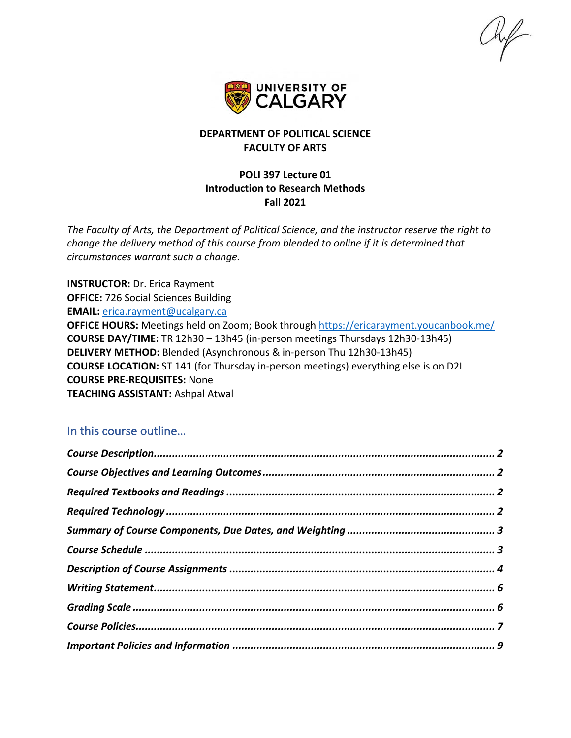**DEPARTMENT OF POLITICAL SCIENCE**
**FACULTY OF ARTS**

**POLI 397 Lecture 01**
**Introduction to Research Methods**
**Fall 2021**

*The Faculty of Arts, the Department of Political Science, and the instructor reserve the right to change the delivery method of this course from blended to online if it is determined that circumstances warrant such a change.*

**INSTRUCTOR:** Dr. Erica Rayment
**OFFICE:** 726 Social Sciences Building
**EMAIL:** [erica.rayment@ucalgary.ca](mailto:erica.rayment@ucalgary.ca)
**OFFICE HOURS:** Meetings held on Zoom; Book through [https://ericarayment.youcanbook.me/](https://ericarayment.youcanbook.me/)
**COURSE DAY/TIME:** TR 12h30 – 13h45 (in-person meetings Thursdays 12h30-13h45)
**DELIVERY METHOD:** Blended (Asynchronous & in-person Thu 12h30-13h45)
**COURSE LOCATION:** ST 141 (for Thursday in-person meetings) everything else is on D2L
**COURSE PRE-REQUISITES:** None
**TEACHING ASSISTANT:** Ashpal Atwal

## In this course outline…

- *Course Description* ........ 2
- *Course Objectives and Learning Outcomes* ........ 2
- *Required Textbooks and Readings* ........ 2
- *Required Technology* ........ 2
- *Summary of Course Components, Due Dates, and Weighting* ........ 3
- *Course Schedule* ........ 3
- *Description of Course Assignments* ........ 4
- *Writing Statement* ........ 6
- *Grading Scale* ........ 6
- *Course Policies* ........ 7
- *Important Policies and Information* ........ 9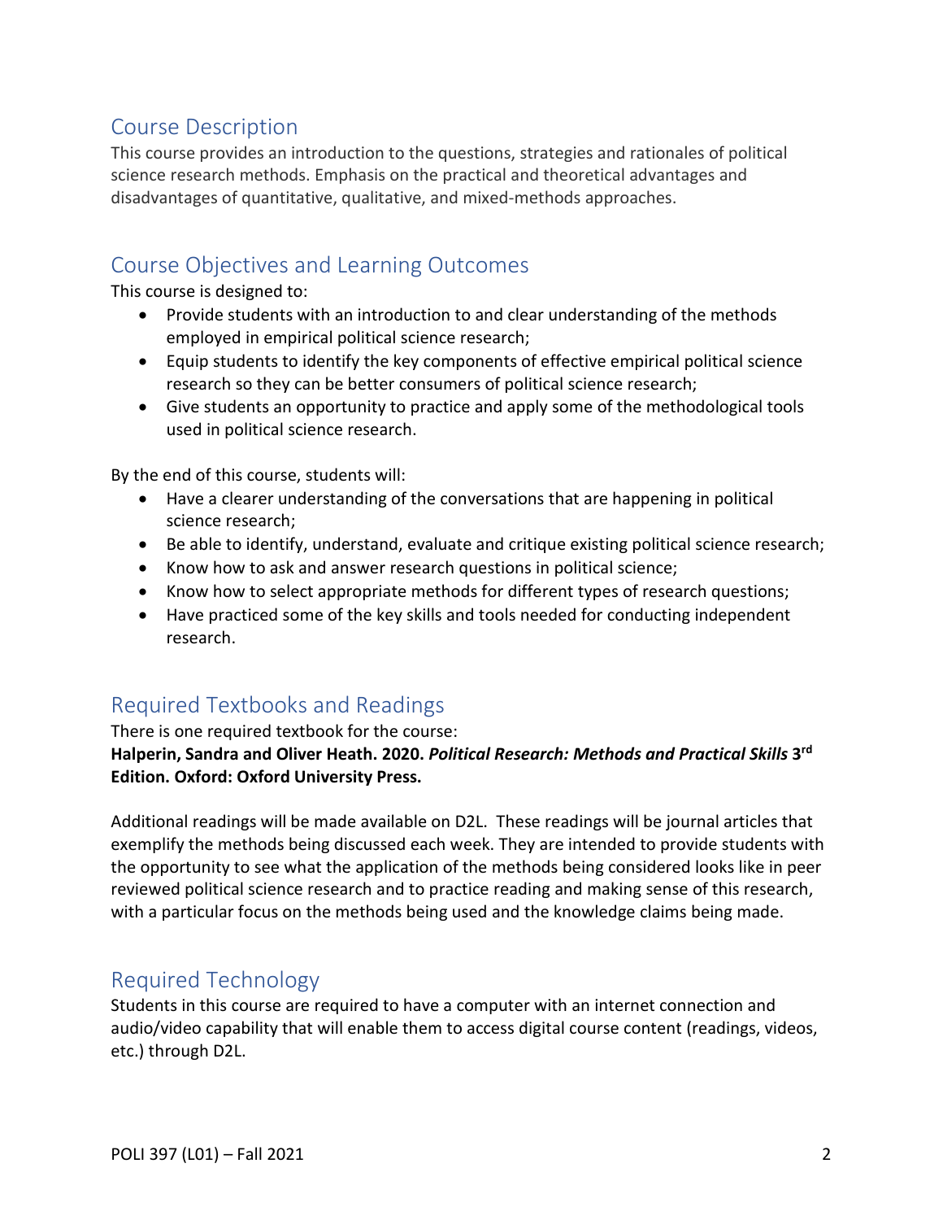## Course Description

This course provides an introduction to the questions, strategies and rationales of political science research methods. Emphasis on the practical and theoretical advantages and disadvantages of quantitative, qualitative, and mixed-methods approaches.

## Course Objectives and Learning Outcomes

This course is designed to:

- Provide students with an introduction to and clear understanding of the methods employed in empirical political science research;
- Equip students to identify the key components of effective empirical political science research so they can be better consumers of political science research;
- Give students an opportunity to practice and apply some of the methodological tools used in political science research.

By the end of this course, students will:

- Have a clearer understanding of the conversations that are happening in political science research;
- Be able to identify, understand, evaluate and critique existing political science research;
- Know how to ask and answer research questions in political science;
- Know how to select appropriate methods for different types of research questions;
- Have practiced some of the key skills and tools needed for conducting independent research.

## Required Textbooks and Readings

There is one required textbook for the course:
**Halperin, Sandra and Oliver Heath. 2020. *Political Research: Methods and Practical Skills* 3rd Edition. Oxford: Oxford University Press.**

Additional readings will be made available on D2L. These readings will be journal articles that exemplify the methods being discussed each week. They are intended to provide students with the opportunity to see what the application of the methods being considered looks like in peer reviewed political science research and to practice reading and making sense of this research, with a particular focus on the methods being used and the knowledge claims being made.

## Required Technology

Students in this course are required to have a computer with an internet connection and audio/video capability that will enable them to access digital course content (readings, videos, etc.) through D2L.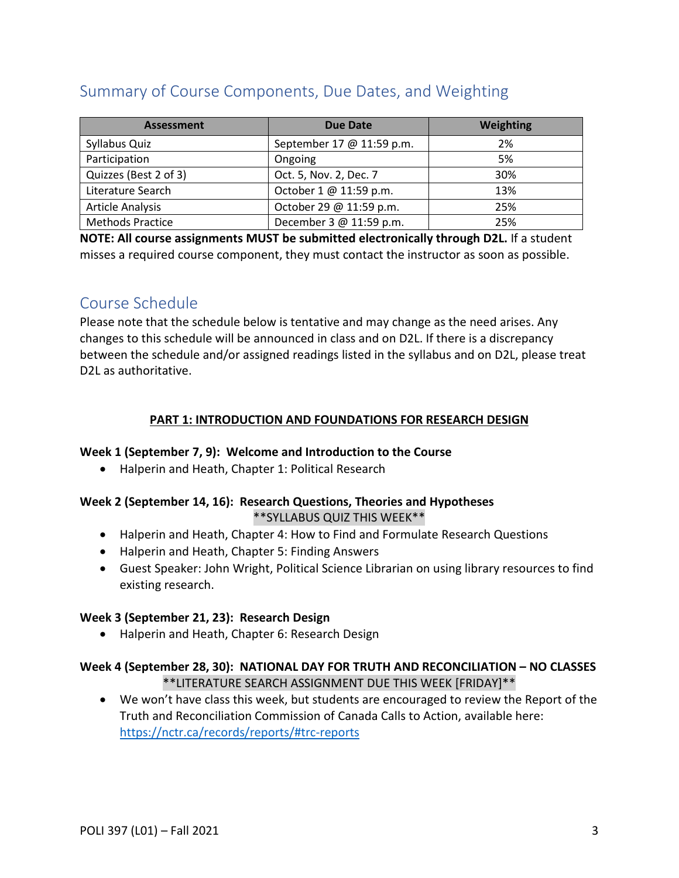## Summary of Course Components, Due Dates, and Weighting

| Assessment | Due Date | Weighting |
|---|---|---|
| Syllabus Quiz | September 17 @ 11:59 p.m. | 2% |
| Participation | Ongoing | 5% |
| Quizzes (Best 2 of 3) | Oct. 5, Nov. 2, Dec. 7 | 30% |
| Literature Search | October 1 @ 11:59 p.m. | 13% |
| Article Analysis | October 29 @ 11:59 p.m. | 25% |
| Methods Practice | December 3 @ 11:59 p.m. | 25% |

**NOTE: All course assignments MUST be submitted electronically through D2L.** If a student misses a required course component, they must contact the instructor as soon as possible.

## Course Schedule

Please note that the schedule below is tentative and may change as the need arises. Any changes to this schedule will be announced in class and on D2L. If there is a discrepancy between the schedule and/or assigned readings listed in the syllabus and on D2L, please treat D2L as authoritative.

**PART 1: INTRODUCTION AND FOUNDATIONS FOR RESEARCH DESIGN**

**Week 1 (September 7, 9): Welcome and Introduction to the Course**

- Halperin and Heath, Chapter 1: Political Research

**Week 2 (September 14, 16): Research Questions, Theories and Hypotheses**

**SYLLABUS QUIZ THIS WEEK**

- Halperin and Heath, Chapter 4: How to Find and Formulate Research Questions
- Halperin and Heath, Chapter 5: Finding Answers
- Guest Speaker: John Wright, Political Science Librarian on using library resources to find existing research.

**Week 3 (September 21, 23): Research Design**

- Halperin and Heath, Chapter 6: Research Design

**Week 4 (September 28, 30): NATIONAL DAY FOR TRUTH AND RECONCILIATION – NO CLASSES**

**LITERATURE SEARCH ASSIGNMENT DUE THIS WEEK [FRIDAY]**

- We won't have class this week, but students are encouraged to review the Report of the Truth and Reconciliation Commission of Canada Calls to Action, available here: https://nctr.ca/records/reports/#trc-reports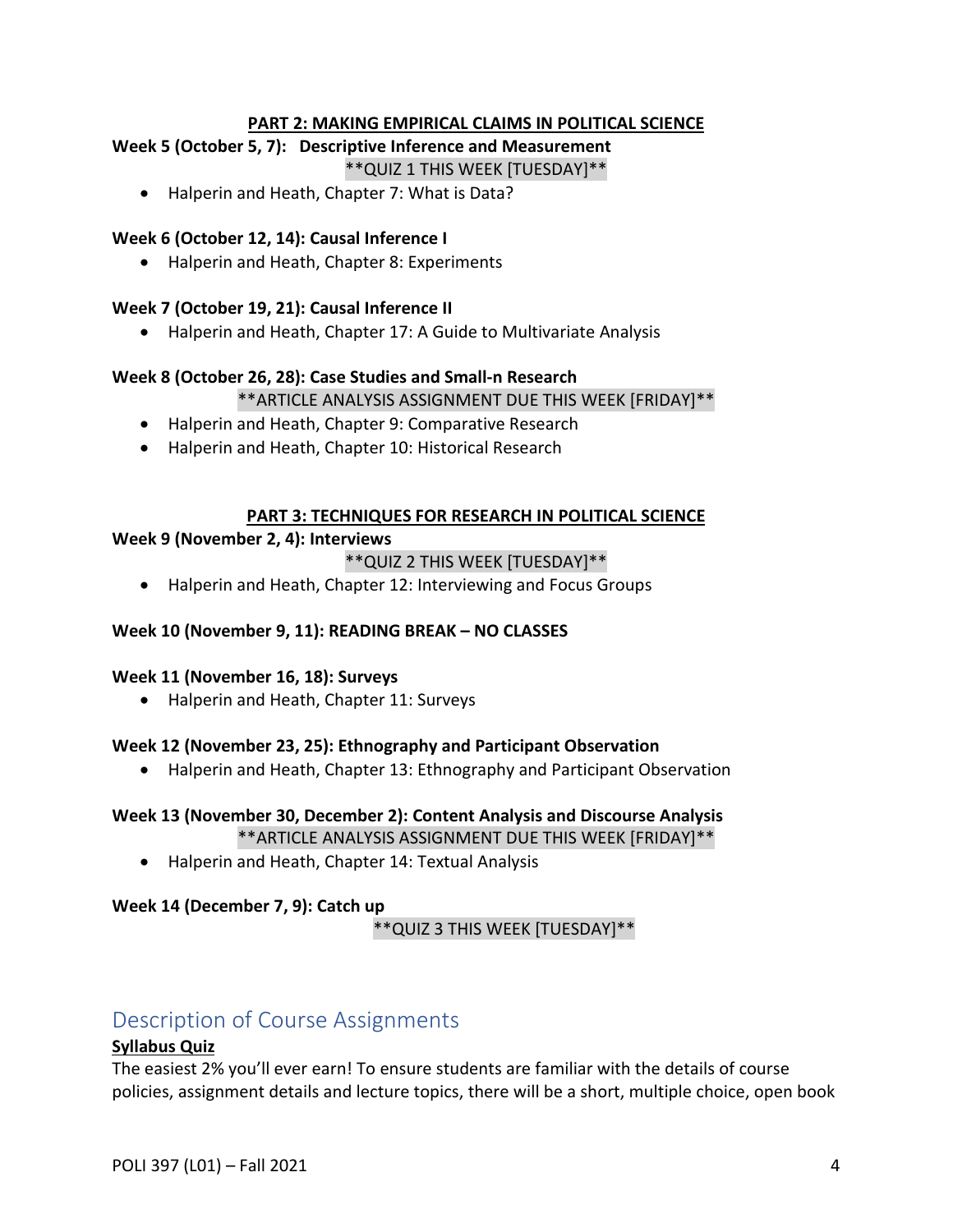### PART 2: MAKING EMPIRICAL CLAIMS IN POLITICAL SCIENCE

**Week 5 (October 5, 7): Descriptive Inference and Measurement**

**QUIZ 1 THIS WEEK [TUESDAY]**

- Halperin and Heath, Chapter 7: What is Data?

**Week 6 (October 12, 14): Causal Inference I**

- Halperin and Heath, Chapter 8: Experiments

**Week 7 (October 19, 21): Causal Inference II**

- Halperin and Heath, Chapter 17: A Guide to Multivariate Analysis

**Week 8 (October 26, 28): Case Studies and Small-n Research**

**ARTICLE ANALYSIS ASSIGNMENT DUE THIS WEEK [FRIDAY]**

- Halperin and Heath, Chapter 9: Comparative Research
- Halperin and Heath, Chapter 10: Historical Research

### PART 3: TECHNIQUES FOR RESEARCH IN POLITICAL SCIENCE

**Week 9 (November 2, 4): Interviews**

**QUIZ 2 THIS WEEK [TUESDAY]**

- Halperin and Heath, Chapter 12: Interviewing and Focus Groups

**Week 10 (November 9, 11): READING BREAK – NO CLASSES**

**Week 11 (November 16, 18): Surveys**

- Halperin and Heath, Chapter 11: Surveys

**Week 12 (November 23, 25): Ethnography and Participant Observation**

- Halperin and Heath, Chapter 13: Ethnography and Participant Observation

**Week 13 (November 30, December 2): Content Analysis and Discourse Analysis**

**ARTICLE ANALYSIS ASSIGNMENT DUE THIS WEEK [FRIDAY]**

- Halperin and Heath, Chapter 14: Textual Analysis

**Week 14 (December 7, 9): Catch up**

**QUIZ 3 THIS WEEK [TUESDAY]**

## Description of Course Assignments

**Syllabus Quiz**

The easiest 2% you'll ever earn! To ensure students are familiar with the details of course policies, assignment details and lecture topics, there will be a short, multiple choice, open book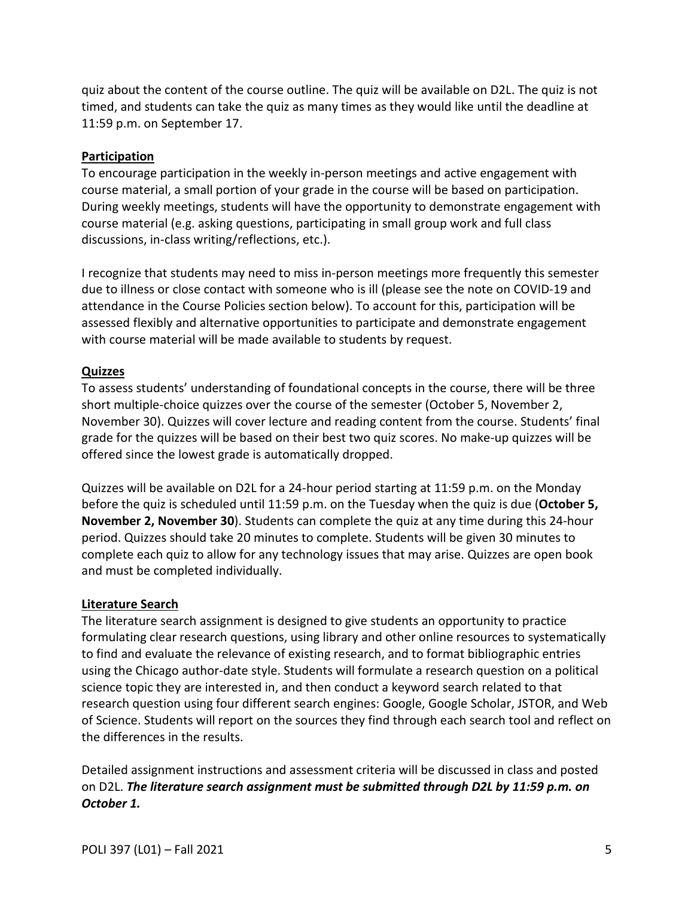quiz about the content of the course outline. The quiz will be available on D2L. The quiz is not timed, and students can take the quiz as many times as they would like until the deadline at 11:59 p.m. on September 17.

### Participation

To encourage participation in the weekly in-person meetings and active engagement with course material, a small portion of your grade in the course will be based on participation. During weekly meetings, students will have the opportunity to demonstrate engagement with course material (e.g. asking questions, participating in small group work and full class discussions, in-class writing/reflections, etc.).

I recognize that students may need to miss in-person meetings more frequently this semester due to illness or close contact with someone who is ill (please see the note on COVID-19 and attendance in the Course Policies section below). To account for this, participation will be assessed flexibly and alternative opportunities to participate and demonstrate engagement with course material will be made available to students by request.

### Quizzes

To assess students' understanding of foundational concepts in the course, there will be three short multiple-choice quizzes over the course of the semester (October 5, November 2, November 30). Quizzes will cover lecture and reading content from the course. Students' final grade for the quizzes will be based on their best two quiz scores. No make-up quizzes will be offered since the lowest grade is automatically dropped.

Quizzes will be available on D2L for a 24-hour period starting at 11:59 p.m. on the Monday before the quiz is scheduled until 11:59 p.m. on the Tuesday when the quiz is due (**October 5, November 2, November 30**). Students can complete the quiz at any time during this 24-hour period. Quizzes should take 20 minutes to complete. Students will be given 30 minutes to complete each quiz to allow for any technology issues that may arise. Quizzes are open book and must be completed individually.

### Literature Search

The literature search assignment is designed to give students an opportunity to practice formulating clear research questions, using library and other online resources to systematically to find and evaluate the relevance of existing research, and to format bibliographic entries using the Chicago author-date style. Students will formulate a research question on a political science topic they are interested in, and then conduct a keyword search related to that research question using four different search engines: Google, Google Scholar, JSTOR, and Web of Science. Students will report on the sources they find through each search tool and reflect on the differences in the results.

Detailed assignment instructions and assessment criteria will be discussed in class and posted on D2L. ***The literature search assignment must be submitted through D2L by 11:59 p.m. on October 1.***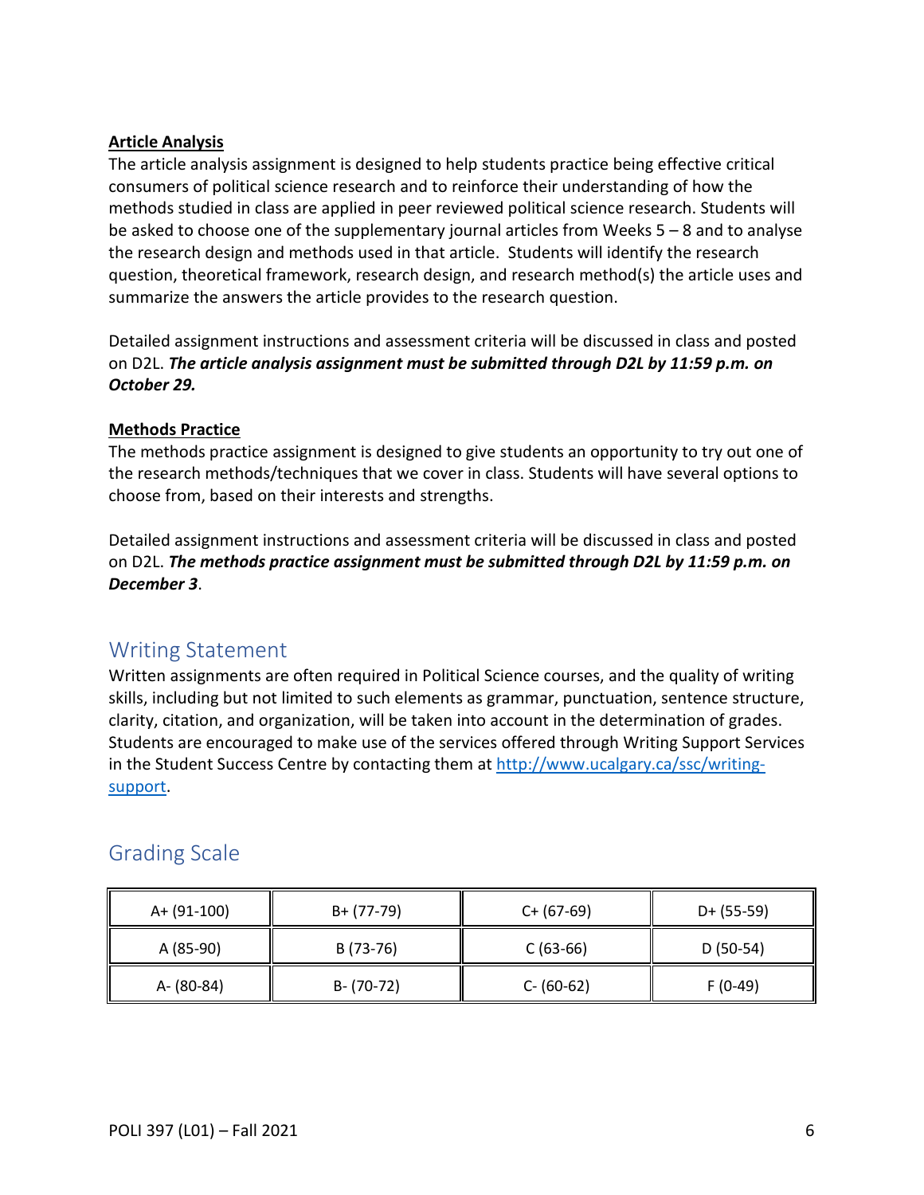**Article Analysis**

The article analysis assignment is designed to help students practice being effective critical consumers of political science research and to reinforce their understanding of how the methods studied in class are applied in peer reviewed political science research. Students will be asked to choose one of the supplementary journal articles from Weeks 5 – 8 and to analyse the research design and methods used in that article. Students will identify the research question, theoretical framework, research design, and research method(s) the article uses and summarize the answers the article provides to the research question.

Detailed assignment instructions and assessment criteria will be discussed in class and posted on D2L. ***The article analysis assignment must be submitted through D2L by 11:59 p.m. on October 29.***

**Methods Practice**

The methods practice assignment is designed to give students an opportunity to try out one of the research methods/techniques that we cover in class. Students will have several options to choose from, based on their interests and strengths.

Detailed assignment instructions and assessment criteria will be discussed in class and posted on D2L. ***The methods practice assignment must be submitted through D2L by 11:59 p.m. on December 3***.

## Writing Statement

Written assignments are often required in Political Science courses, and the quality of writing skills, including but not limited to such elements as grammar, punctuation, sentence structure, clarity, citation, and organization, will be taken into account in the determination of grades. Students are encouraged to make use of the services offered through Writing Support Services in the Student Success Centre by contacting them at http://www.ucalgary.ca/ssc/writing-support.

## Grading Scale

| A+ (91-100) | B+ (77-79) | C+ (67-69) | D+ (55-59) |
|---|---|---|---|
| A (85-90) | B (73-76) | C (63-66) | D (50-54) |
| A- (80-84) | B- (70-72) | C- (60-62) | F (0-49) |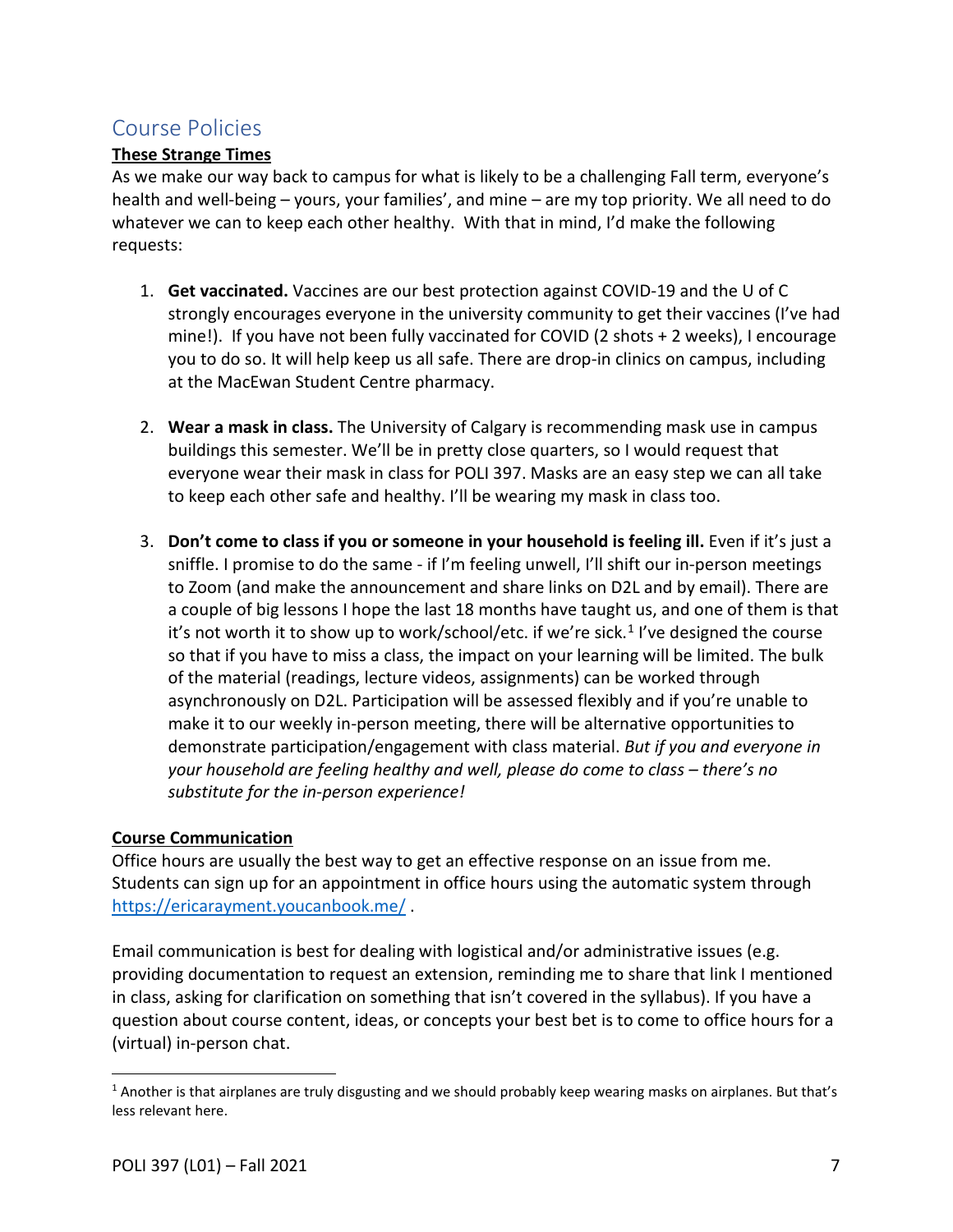## Course Policies

**These Strange Times**

As we make our way back to campus for what is likely to be a challenging Fall term, everyone's health and well-being – yours, your families', and mine – are my top priority. We all need to do whatever we can to keep each other healthy. With that in mind, I'd make the following requests:

1. **Get vaccinated.** Vaccines are our best protection against COVID-19 and the U of C strongly encourages everyone in the university community to get their vaccines (I've had mine!). If you have not been fully vaccinated for COVID (2 shots + 2 weeks), I encourage you to do so. It will help keep us all safe. There are drop-in clinics on campus, including at the MacEwan Student Centre pharmacy.

2. **Wear a mask in class.** The University of Calgary is recommending mask use in campus buildings this semester. We'll be in pretty close quarters, so I would request that everyone wear their mask in class for POLI 397. Masks are an easy step we can all take to keep each other safe and healthy. I'll be wearing my mask in class too.

3. **Don't come to class if you or someone in your household is feeling ill.** Even if it's just a sniffle. I promise to do the same - if I'm feeling unwell, I'll shift our in-person meetings to Zoom (and make the announcement and share links on D2L and by email). There are a couple of big lessons I hope the last 18 months have taught us, and one of them is that it's not worth it to show up to work/school/etc. if we're sick.[1] I've designed the course so that if you have to miss a class, the impact on your learning will be limited. The bulk of the material (readings, lecture videos, assignments) can be worked through asynchronously on D2L. Participation will be assessed flexibly and if you're unable to make it to our weekly in-person meeting, there will be alternative opportunities to demonstrate participation/engagement with class material. *But if you and everyone in your household are feeling healthy and well, please do come to class – there's no substitute for the in-person experience!*

**Course Communication**

Office hours are usually the best way to get an effective response on an issue from me. Students can sign up for an appointment in office hours using the automatic system through https://ericarayment.youcanbook.me/ .

Email communication is best for dealing with logistical and/or administrative issues (e.g. providing documentation to request an extension, reminding me to share that link I mentioned in class, asking for clarification on something that isn't covered in the syllabus). If you have a question about course content, ideas, or concepts your best bet is to come to office hours for a (virtual) in-person chat.

[1] Another is that airplanes are truly disgusting and we should probably keep wearing masks on airplanes. But that's less relevant here.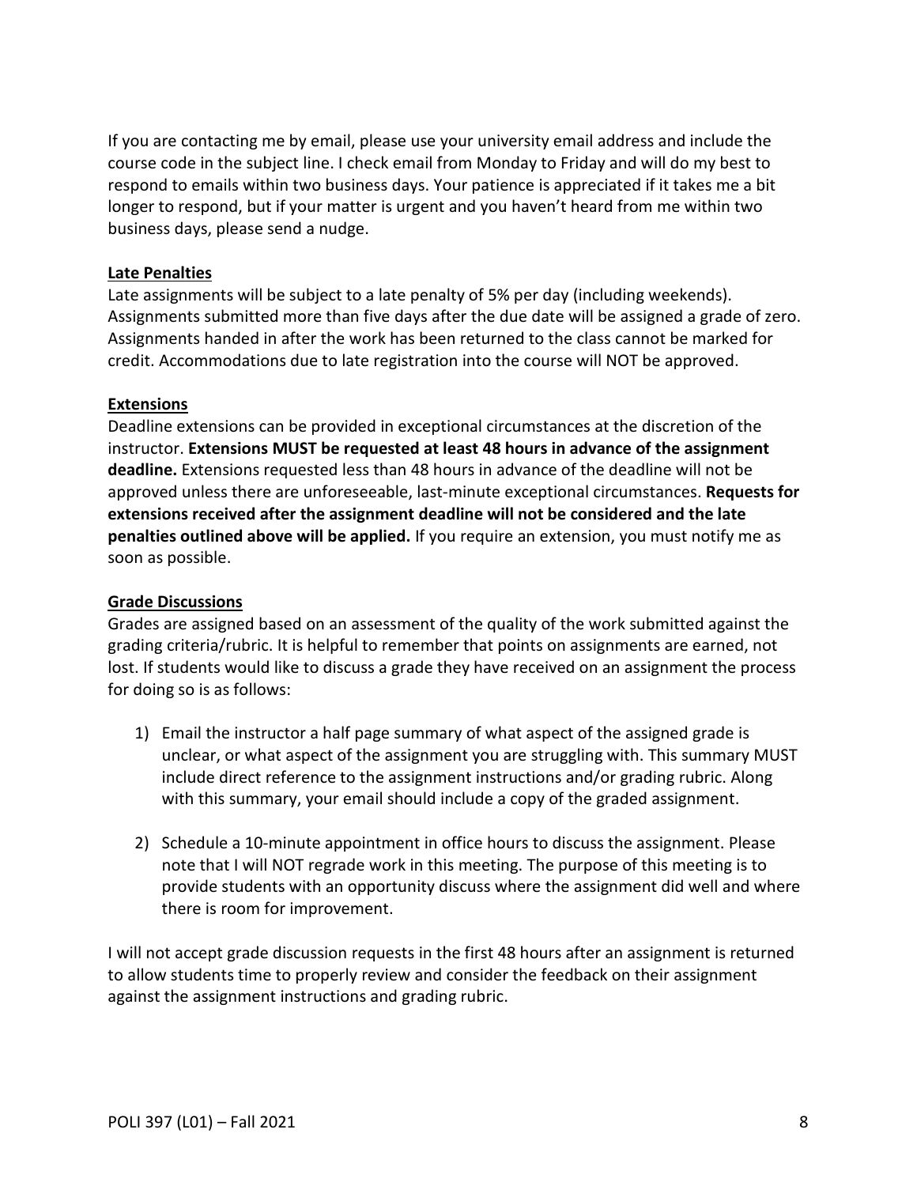If you are contacting me by email, please use your university email address and include the course code in the subject line. I check email from Monday to Friday and will do my best to respond to emails within two business days. Your patience is appreciated if it takes me a bit longer to respond, but if your matter is urgent and you haven't heard from me within two business days, please send a nudge.

### Late Penalties

Late assignments will be subject to a late penalty of 5% per day (including weekends). Assignments submitted more than five days after the due date will be assigned a grade of zero. Assignments handed in after the work has been returned to the class cannot be marked for credit. Accommodations due to late registration into the course will NOT be approved.

### Extensions

Deadline extensions can be provided in exceptional circumstances at the discretion of the instructor. **Extensions MUST be requested at least 48 hours in advance of the assignment deadline.** Extensions requested less than 48 hours in advance of the deadline will not be approved unless there are unforeseeable, last-minute exceptional circumstances. **Requests for extensions received after the assignment deadline will not be considered and the late penalties outlined above will be applied.** If you require an extension, you must notify me as soon as possible.

### Grade Discussions

Grades are assigned based on an assessment of the quality of the work submitted against the grading criteria/rubric. It is helpful to remember that points on assignments are earned, not lost. If students would like to discuss a grade they have received on an assignment the process for doing so is as follows:

1) Email the instructor a half page summary of what aspect of the assigned grade is unclear, or what aspect of the assignment you are struggling with. This summary MUST include direct reference to the assignment instructions and/or grading rubric. Along with this summary, your email should include a copy of the graded assignment.

2) Schedule a 10-minute appointment in office hours to discuss the assignment. Please note that I will NOT regrade work in this meeting. The purpose of this meeting is to provide students with an opportunity discuss where the assignment did well and where there is room for improvement.

I will not accept grade discussion requests in the first 48 hours after an assignment is returned to allow students time to properly review and consider the feedback on their assignment against the assignment instructions and grading rubric.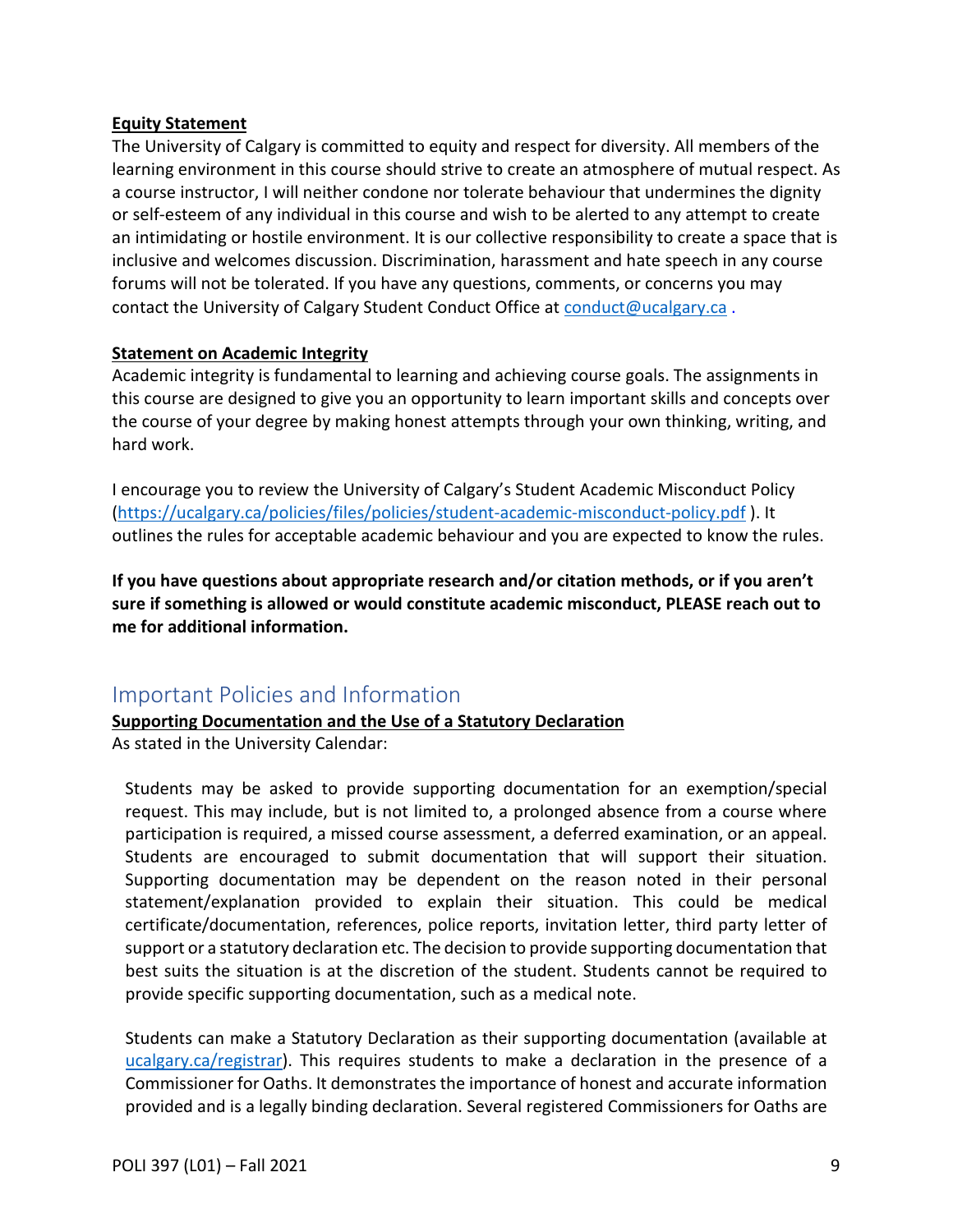**Equity Statement**

The University of Calgary is committed to equity and respect for diversity. All members of the learning environment in this course should strive to create an atmosphere of mutual respect. As a course instructor, I will neither condone nor tolerate behaviour that undermines the dignity or self-esteem of any individual in this course and wish to be alerted to any attempt to create an intimidating or hostile environment. It is our collective responsibility to create a space that is inclusive and welcomes discussion. Discrimination, harassment and hate speech in any course forums will not be tolerated. If you have any questions, comments, or concerns you may contact the University of Calgary Student Conduct Office at [conduct@ucalgary.ca](mailto:conduct@ucalgary.ca) .

**Statement on Academic Integrity**

Academic integrity is fundamental to learning and achieving course goals. The assignments in this course are designed to give you an opportunity to learn important skills and concepts over the course of your degree by making honest attempts through your own thinking, writing, and hard work.

I encourage you to review the University of Calgary's Student Academic Misconduct Policy ([https://ucalgary.ca/policies/files/policies/student-academic-misconduct-policy.pdf](https://ucalgary.ca/policies/files/policies/student-academic-misconduct-policy.pdf) ). It outlines the rules for acceptable academic behaviour and you are expected to know the rules.

**If you have questions about appropriate research and/or citation methods, or if you aren't sure if something is allowed or would constitute academic misconduct, PLEASE reach out to me for additional information.**

## Important Policies and Information

**Supporting Documentation and the Use of a Statutory Declaration**

As stated in the University Calendar:

> Students may be asked to provide supporting documentation for an exemption/special request. This may include, but is not limited to, a prolonged absence from a course where participation is required, a missed course assessment, a deferred examination, or an appeal. Students are encouraged to submit documentation that will support their situation. Supporting documentation may be dependent on the reason noted in their personal statement/explanation provided to explain their situation. This could be medical certificate/documentation, references, police reports, invitation letter, third party letter of support or a statutory declaration etc. The decision to provide supporting documentation that best suits the situation is at the discretion of the student. Students cannot be required to provide specific supporting documentation, such as a medical note.
>
> Students can make a Statutory Declaration as their supporting documentation (available at [ucalgary.ca/registrar](https://ucalgary.ca/registrar)). This requires students to make a declaration in the presence of a Commissioner for Oaths. It demonstrates the importance of honest and accurate information provided and is a legally binding declaration. Several registered Commissioners for Oaths are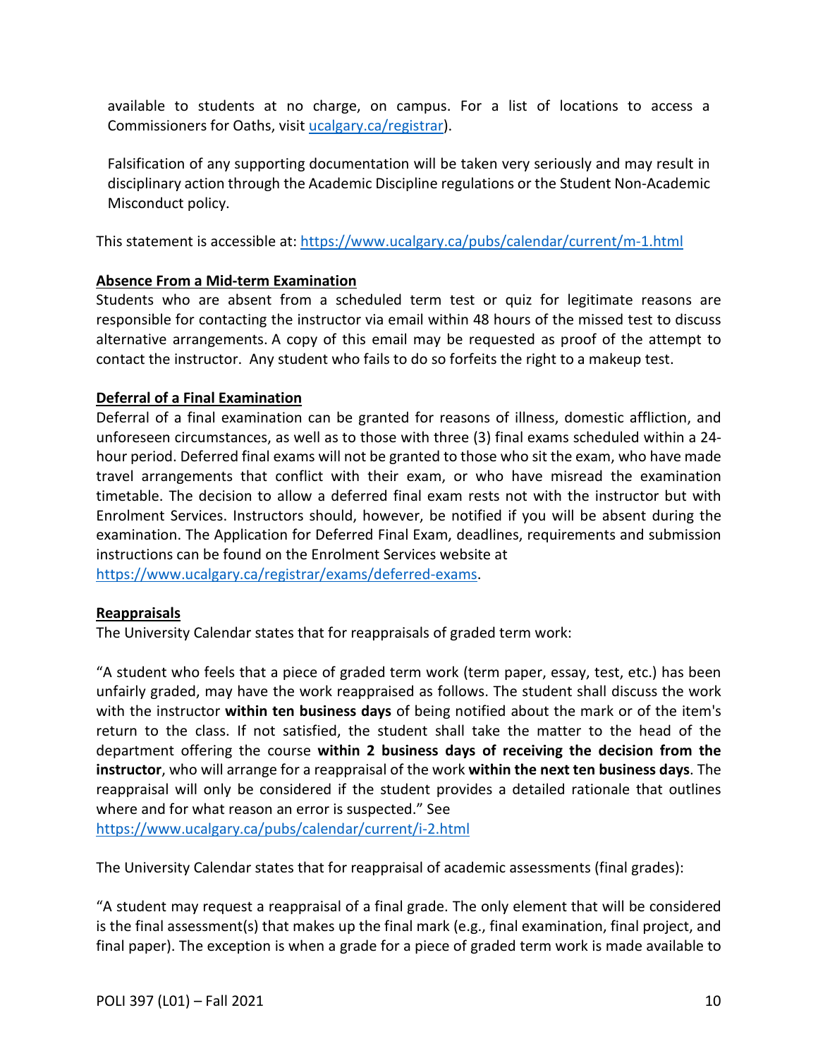available to students at no charge, on campus. For a list of locations to access a Commissioners for Oaths, visit [ucalgary.ca/registrar](ucalgary.ca/registrar)).

Falsification of any supporting documentation will be taken very seriously and may result in disciplinary action through the Academic Discipline regulations or the Student Non-Academic Misconduct policy.

This statement is accessible at: https://www.ucalgary.ca/pubs/calendar/current/m-1.html

**Absence From a Mid-term Examination**

Students who are absent from a scheduled term test or quiz for legitimate reasons are responsible for contacting the instructor via email within 48 hours of the missed test to discuss alternative arrangements. A copy of this email may be requested as proof of the attempt to contact the instructor. Any student who fails to do so forfeits the right to a makeup test.

**Deferral of a Final Examination**

Deferral of a final examination can be granted for reasons of illness, domestic affliction, and unforeseen circumstances, as well as to those with three (3) final exams scheduled within a 24-hour period. Deferred final exams will not be granted to those who sit the exam, who have made travel arrangements that conflict with their exam, or who have misread the examination timetable. The decision to allow a deferred final exam rests not with the instructor but with Enrolment Services. Instructors should, however, be notified if you will be absent during the examination. The Application for Deferred Final Exam, deadlines, requirements and submission instructions can be found on the Enrolment Services website at https://www.ucalgary.ca/registrar/exams/deferred-exams.

**Reappraisals**

The University Calendar states that for reappraisals of graded term work:

"A student who feels that a piece of graded term work (term paper, essay, test, etc.) has been unfairly graded, may have the work reappraised as follows. The student shall discuss the work with the instructor **within ten business days** of being notified about the mark or of the item's return to the class. If not satisfied, the student shall take the matter to the head of the department offering the course **within 2 business days of receiving the decision from the instructor**, who will arrange for a reappraisal of the work **within the next ten business days**. The reappraisal will only be considered if the student provides a detailed rationale that outlines where and for what reason an error is suspected." See https://www.ucalgary.ca/pubs/calendar/current/i-2.html

The University Calendar states that for reappraisal of academic assessments (final grades):

"A student may request a reappraisal of a final grade. The only element that will be considered is the final assessment(s) that makes up the final mark (e.g., final examination, final project, and final paper). The exception is when a grade for a piece of graded term work is made available to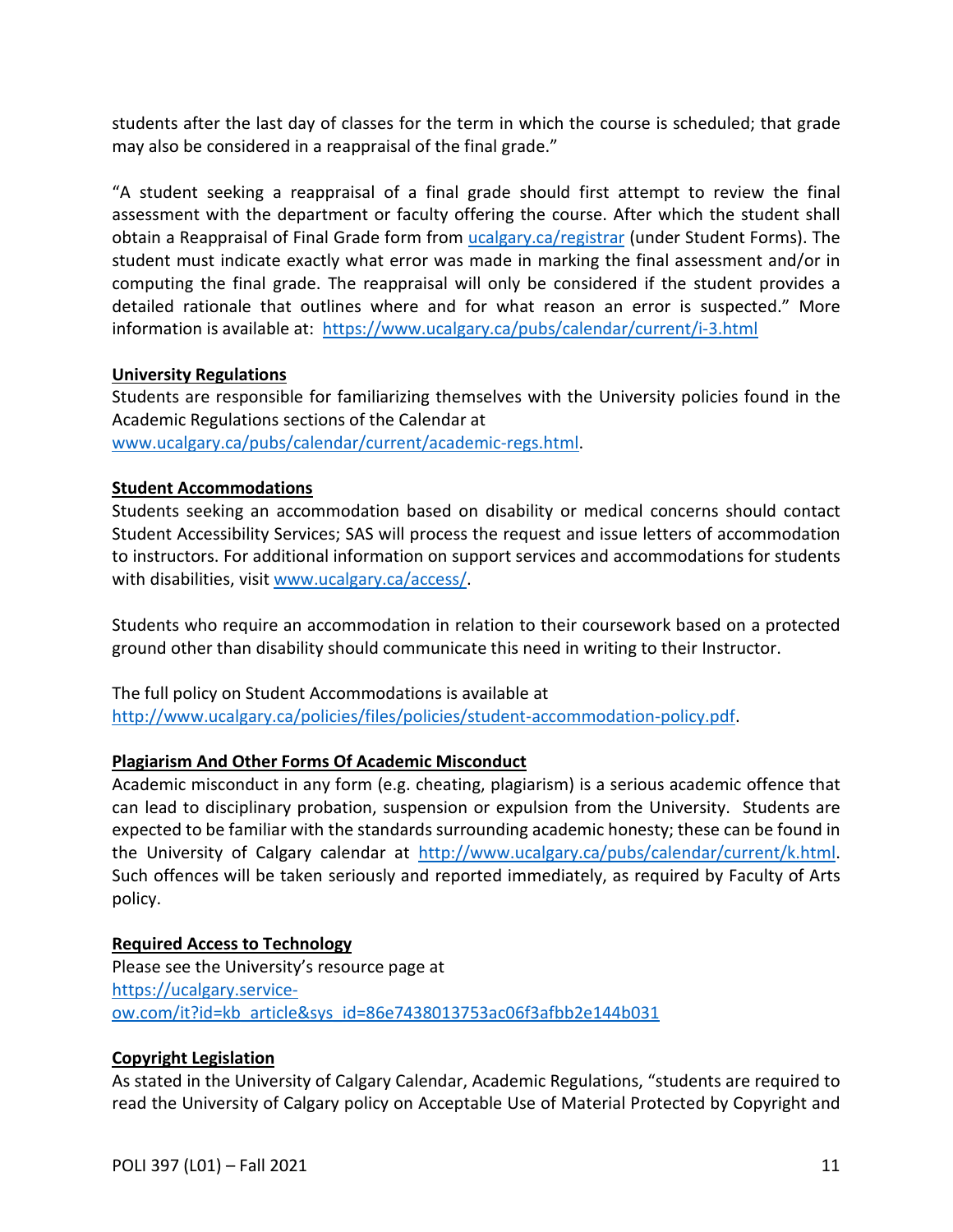students after the last day of classes for the term in which the course is scheduled; that grade may also be considered in a reappraisal of the final grade."

"A student seeking a reappraisal of a final grade should first attempt to review the final assessment with the department or faculty offering the course. After which the student shall obtain a Reappraisal of Final Grade form from [ucalgary.ca/registrar](ucalgary.ca/registrar) (under Student Forms). The student must indicate exactly what error was made in marking the final assessment and/or in computing the final grade. The reappraisal will only be considered if the student provides a detailed rationale that outlines where and for what reason an error is suspected." More information is available at: https://www.ucalgary.ca/pubs/calendar/current/i-3.html

**University Regulations**

Students are responsible for familiarizing themselves with the University policies found in the Academic Regulations sections of the Calendar at www.ucalgary.ca/pubs/calendar/current/academic-regs.html.

**Student Accommodations**

Students seeking an accommodation based on disability or medical concerns should contact Student Accessibility Services; SAS will process the request and issue letters of accommodation to instructors. For additional information on support services and accommodations for students with disabilities, visit www.ucalgary.ca/access/.

Students who require an accommodation in relation to their coursework based on a protected ground other than disability should communicate this need in writing to their Instructor.

The full policy on Student Accommodations is available at http://www.ucalgary.ca/policies/files/policies/student-accommodation-policy.pdf.

**Plagiarism And Other Forms Of Academic Misconduct**

Academic misconduct in any form (e.g. cheating, plagiarism) is a serious academic offence that can lead to disciplinary probation, suspension or expulsion from the University. Students are expected to be familiar with the standards surrounding academic honesty; these can be found in the University of Calgary calendar at http://www.ucalgary.ca/pubs/calendar/current/k.html. Such offences will be taken seriously and reported immediately, as required by Faculty of Arts policy.

**Required Access to Technology**

Please see the University's resource page at https://ucalgary.service-ow.com/it?id=kb_article&sys_id=86e7438013753ac06f3afbb2e144b031

**Copyright Legislation**

As stated in the University of Calgary Calendar, Academic Regulations, "students are required to read the University of Calgary policy on Acceptable Use of Material Protected by Copyright and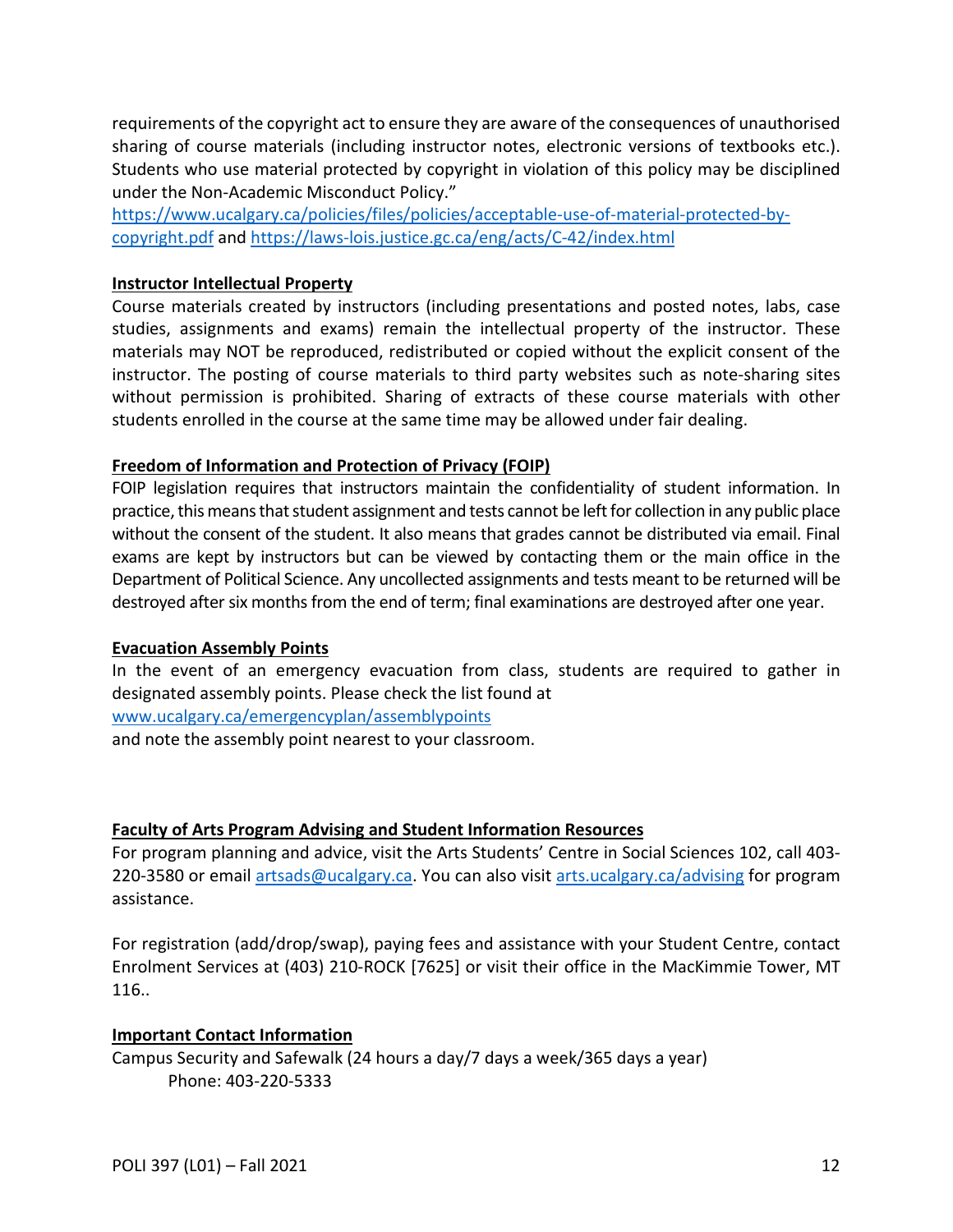requirements of the copyright act to ensure they are aware of the consequences of unauthorised sharing of course materials (including instructor notes, electronic versions of textbooks etc.). Students who use material protected by copyright in violation of this policy may be disciplined under the Non-Academic Misconduct Policy."
https://www.ucalgary.ca/policies/files/policies/acceptable-use-of-material-protected-by-copyright.pdf and https://laws-lois.justice.gc.ca/eng/acts/C-42/index.html

**Instructor Intellectual Property**

Course materials created by instructors (including presentations and posted notes, labs, case studies, assignments and exams) remain the intellectual property of the instructor. These materials may NOT be reproduced, redistributed or copied without the explicit consent of the instructor. The posting of course materials to third party websites such as note-sharing sites without permission is prohibited. Sharing of extracts of these course materials with other students enrolled in the course at the same time may be allowed under fair dealing.

**Freedom of Information and Protection of Privacy (FOIP)**

FOIP legislation requires that instructors maintain the confidentiality of student information. In practice, this means that student assignment and tests cannot be left for collection in any public place without the consent of the student. It also means that grades cannot be distributed via email. Final exams are kept by instructors but can be viewed by contacting them or the main office in the Department of Political Science. Any uncollected assignments and tests meant to be returned will be destroyed after six months from the end of term; final examinations are destroyed after one year.

**Evacuation Assembly Points**

In the event of an emergency evacuation from class, students are required to gather in designated assembly points. Please check the list found at
www.ucalgary.ca/emergencyplan/assemblypoints
and note the assembly point nearest to your classroom.

**Faculty of Arts Program Advising and Student Information Resources**

For program planning and advice, visit the Arts Students' Centre in Social Sciences 102, call 403-220-3580 or email artsads@ucalgary.ca. You can also visit arts.ucalgary.ca/advising for program assistance.

For registration (add/drop/swap), paying fees and assistance with your Student Centre, contact Enrolment Services at (403) 210-ROCK [7625] or visit their office in the MacKimmie Tower, MT 116..

**Important Contact Information**

Campus Security and Safewalk (24 hours a day/7 days a week/365 days a year)
Phone: 403-220-5333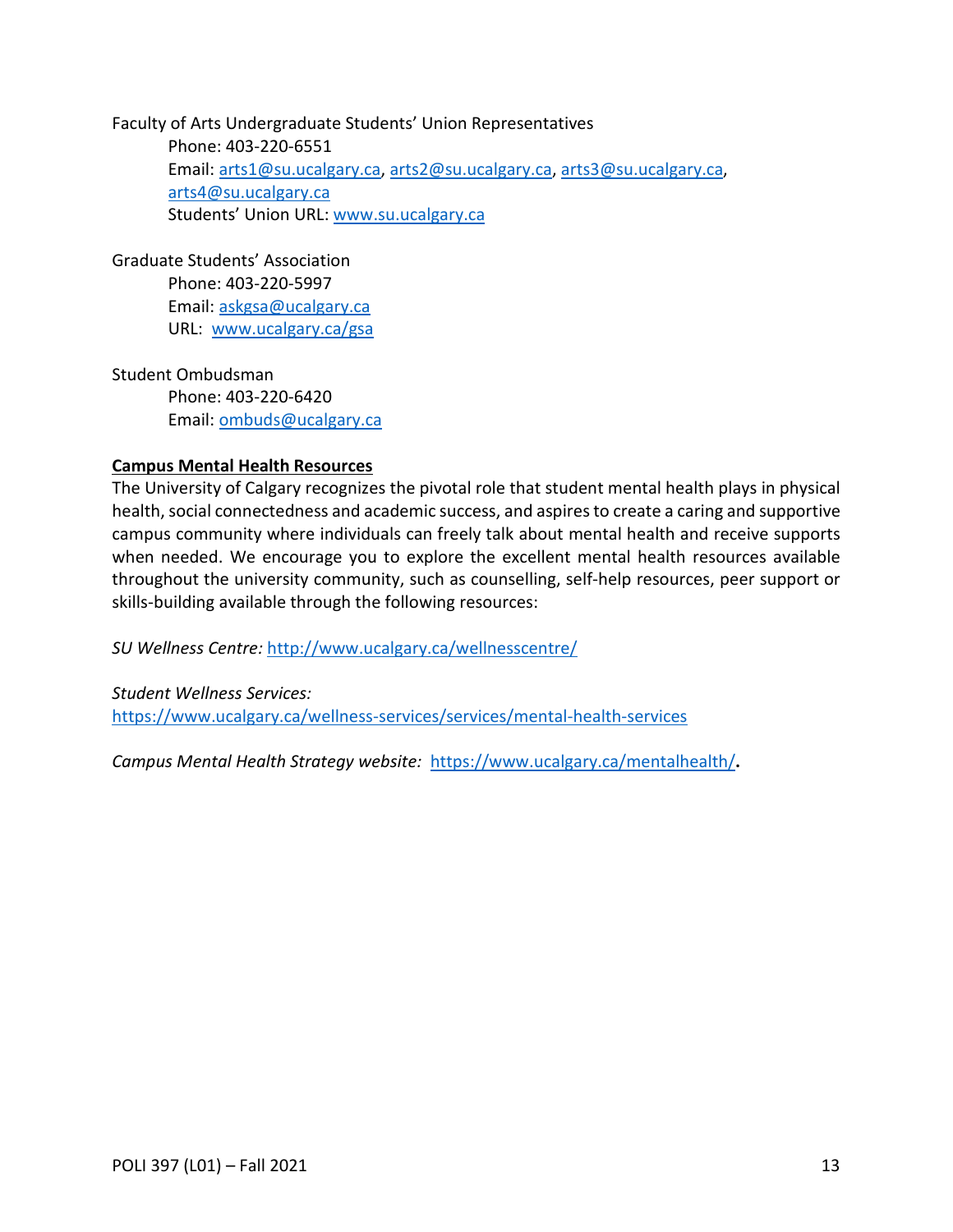Faculty of Arts Undergraduate Students' Union Representatives

Phone: 403-220-6551

Email: arts1@su.ucalgary.ca, arts2@su.ucalgary.ca, arts3@su.ucalgary.ca, arts4@su.ucalgary.ca

Students' Union URL: www.su.ucalgary.ca

Graduate Students' Association

Phone: 403-220-5997

Email: askgsa@ucalgary.ca

URL: www.ucalgary.ca/gsa

Student Ombudsman

Phone: 403-220-6420

Email: ombuds@ucalgary.ca

**Campus Mental Health Resources**

The University of Calgary recognizes the pivotal role that student mental health plays in physical health, social connectedness and academic success, and aspires to create a caring and supportive campus community where individuals can freely talk about mental health and receive supports when needed. We encourage you to explore the excellent mental health resources available throughout the university community, such as counselling, self-help resources, peer support or skills-building available through the following resources:

*SU Wellness Centre:* http://www.ucalgary.ca/wellnesscentre/

*Student Wellness Services:* https://www.ucalgary.ca/wellness-services/services/mental-health-services

*Campus Mental Health Strategy website:* https://www.ucalgary.ca/mentalhealth/.